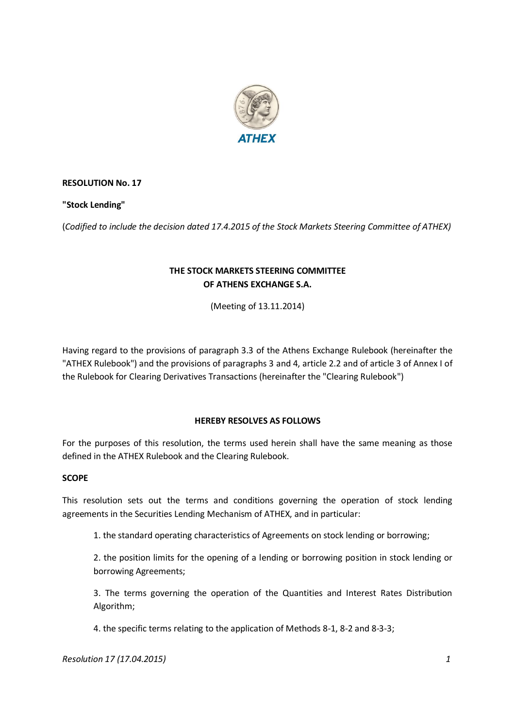**RESOLUTION No. 17**

**"Stock Lending"**

(*Codified to include the decision dated 17.4.2015 of the Stock Markets Steering Committee of ATHEX)*

**THE STOCK MARKETS STEERING COMMITTEE**
**OF ATHENS EXCHANGE S.A.**

(Meeting of 13.11.2014)

Having regard to the provisions of paragraph 3.3 of the Athens Exchange Rulebook (hereinafter the "ATHEX Rulebook") and the provisions of paragraphs 3 and 4, article 2.2 and of article 3 of Annex I of the Rulebook for Clearing Derivatives Transactions (hereinafter the "Clearing Rulebook")

**HEREBY RESOLVES AS FOLLOWS**

For the purposes of this resolution, the terms used herein shall have the same meaning as those defined in the ATHEX Rulebook and the Clearing Rulebook.

**SCOPE**

This resolution sets out the terms and conditions governing the operation of stock lending agreements in the Securities Lending Mechanism of ATHEX, and in particular:

1. the standard operating characteristics of Agreements on stock lending or borrowing;

2. the position limits for the opening of a lending or borrowing position in stock lending or borrowing Agreements;

3. The terms governing the operation of the Quantities and Interest Rates Distribution Algorithm;

4. the specific terms relating to the application of Methods 8-1, 8-2 and 8-3-3;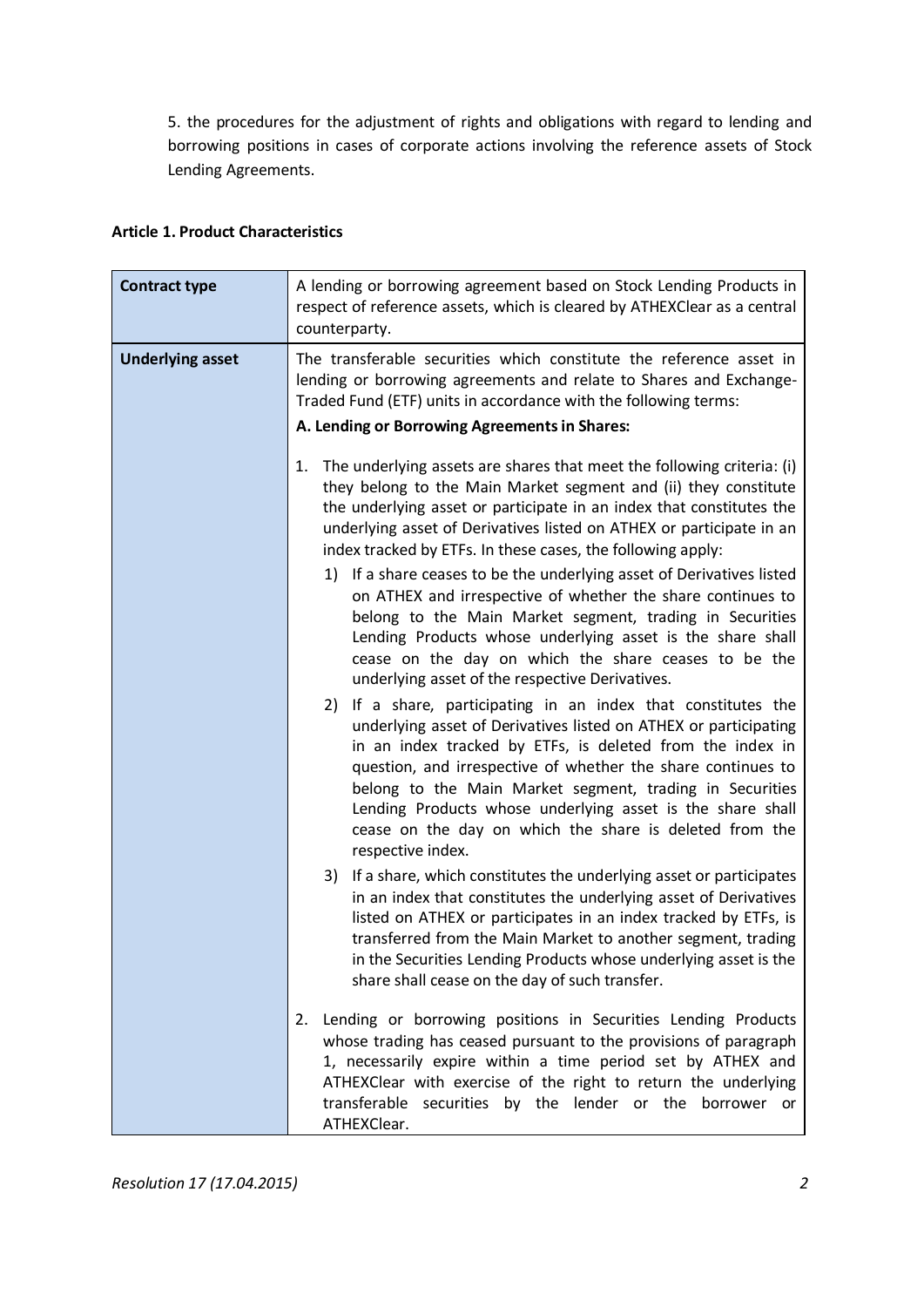5. the procedures for the adjustment of rights and obligations with regard to lending and borrowing positions in cases of corporate actions involving the reference assets of Stock Lending Agreements.

**Article 1. Product Characteristics**

| **Contract type** | A lending or borrowing agreement based on Stock Lending Products in respect of reference assets, which is cleared by ATHEXClear as a central counterparty. |
|---|---|
| **Underlying asset** | The transferable securities which constitute the reference asset in lending or borrowing agreements and relate to Shares and Exchange-Traded Fund (ETF) units in accordance with the following terms:<br>**A. Lending or Borrowing Agreements in Shares:**<br>1. The underlying assets are shares that meet the following criteria: (i) they belong to the Main Market segment and (ii) they constitute the underlying asset or participate in an index that constitutes the underlying asset of Derivatives listed on ATHEX or participate in an index tracked by ETFs. In these cases, the following apply:<br>1) If a share ceases to be the underlying asset of Derivatives listed on ATHEX and irrespective of whether the share continues to belong to the Main Market segment, trading in Securities Lending Products whose underlying asset is the share shall cease on the day on which the share ceases to be the underlying asset of the respective Derivatives.<br>2) If a share, participating in an index that constitutes the underlying asset of Derivatives listed on ATHEX or participating in an index tracked by ETFs, is deleted from the index in question, and irrespective of whether the share continues to belong to the Main Market segment, trading in Securities Lending Products whose underlying asset is the share shall cease on the day on which the share is deleted from the respective index.<br>3) If a share, which constitutes the underlying asset or participates in an index that constitutes the underlying asset of Derivatives listed on ATHEX or participates in an index tracked by ETFs, is transferred from the Main Market to another segment, trading in the Securities Lending Products whose underlying asset is the share shall cease on the day of such transfer.<br>2. Lending or borrowing positions in Securities Lending Products whose trading has ceased pursuant to the provisions of paragraph 1, necessarily expire within a time period set by ATHEX and ATHEXClear with exercise of the right to return the underlying transferable securities by the lender or the borrower or ATHEXClear. |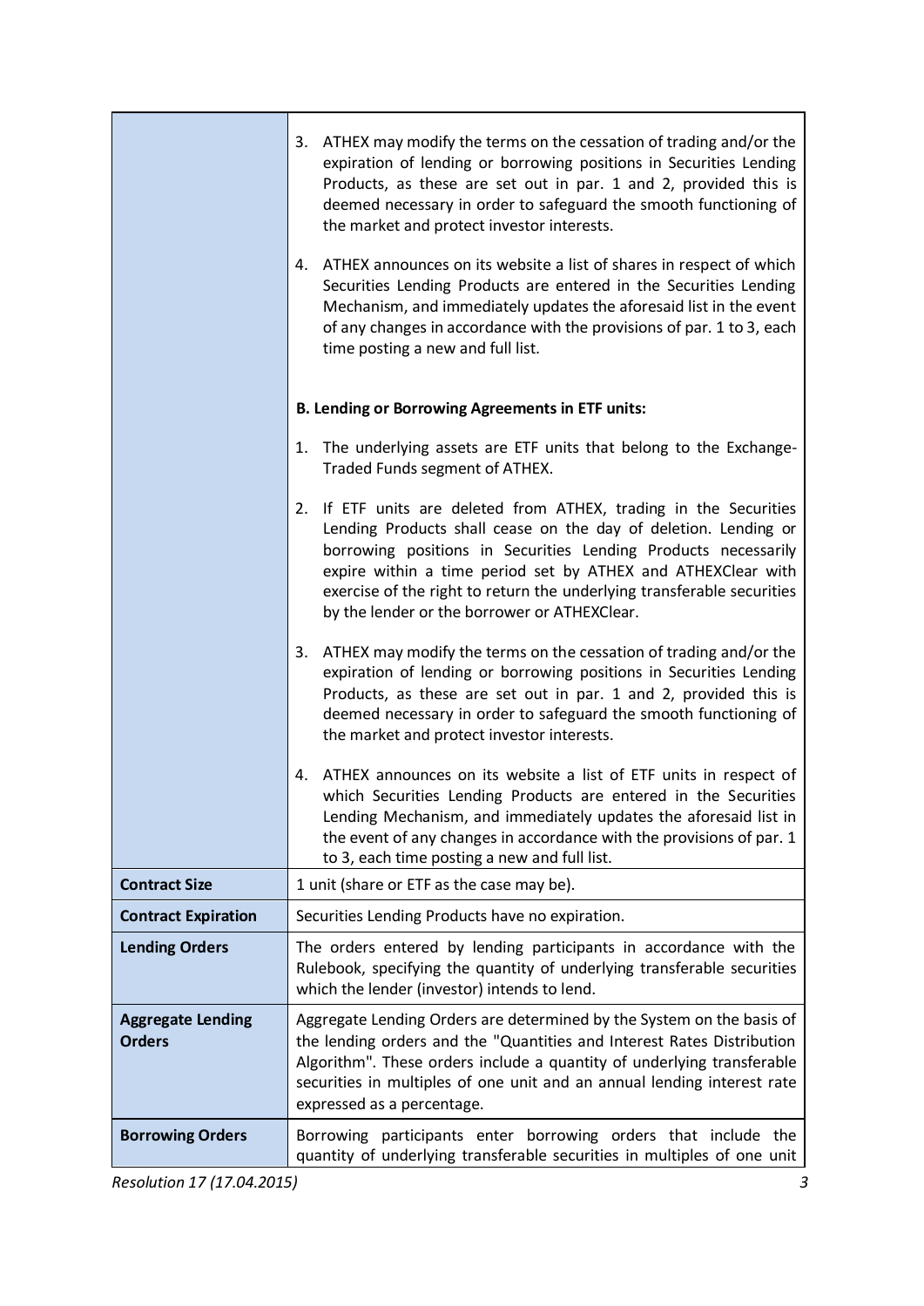| | |
|---|---|
| | 3. ATHEX may modify the terms on the cessation of trading and/or the expiration of lending or borrowing positions in Securities Lending Products, as these are set out in par. 1 and 2, provided this is deemed necessary in order to safeguard the smooth functioning of the market and protect investor interests.<br><br>4. ATHEX announces on its website a list of shares in respect of which Securities Lending Products are entered in the Securities Lending Mechanism, and immediately updates the aforesaid list in the event of any changes in accordance with the provisions of par. 1 to 3, each time posting a new and full list.<br><br>**B. Lending or Borrowing Agreements in ETF units:**<br><br>1. The underlying assets are ETF units that belong to the Exchange-Traded Funds segment of ATHEX.<br><br>2. If ETF units are deleted from ATHEX, trading in the Securities Lending Products shall cease on the day of deletion. Lending or borrowing positions in Securities Lending Products necessarily expire within a time period set by ATHEX and ATHEXClear with exercise of the right to return the underlying transferable securities by the lender or the borrower or ATHEXClear.<br><br>3. ATHEX may modify the terms on the cessation of trading and/or the expiration of lending or borrowing positions in Securities Lending Products, as these are set out in par. 1 and 2, provided this is deemed necessary in order to safeguard the smooth functioning of the market and protect investor interests.<br><br>4. ATHEX announces on its website a list of ETF units in respect of which Securities Lending Products are entered in the Securities Lending Mechanism, and immediately updates the aforesaid list in the event of any changes in accordance with the provisions of par. 1 to 3, each time posting a new and full list. |
| **Contract Size** | 1 unit (share or ETF as the case may be). |
| **Contract Expiration** | Securities Lending Products have no expiration. |
| **Lending Orders** | The orders entered by lending participants in accordance with the Rulebook, specifying the quantity of underlying transferable securities which the lender (investor) intends to lend. |
| **Aggregate Lending Orders** | Aggregate Lending Orders are determined by the System on the basis of the lending orders and the "Quantities and Interest Rates Distribution Algorithm". These orders include a quantity of underlying transferable securities in multiples of one unit and an annual lending interest rate expressed as a percentage. |
| **Borrowing Orders** | Borrowing participants enter borrowing orders that include the quantity of underlying transferable securities in multiples of one unit |

*Resolution 17 (17.04.2015)*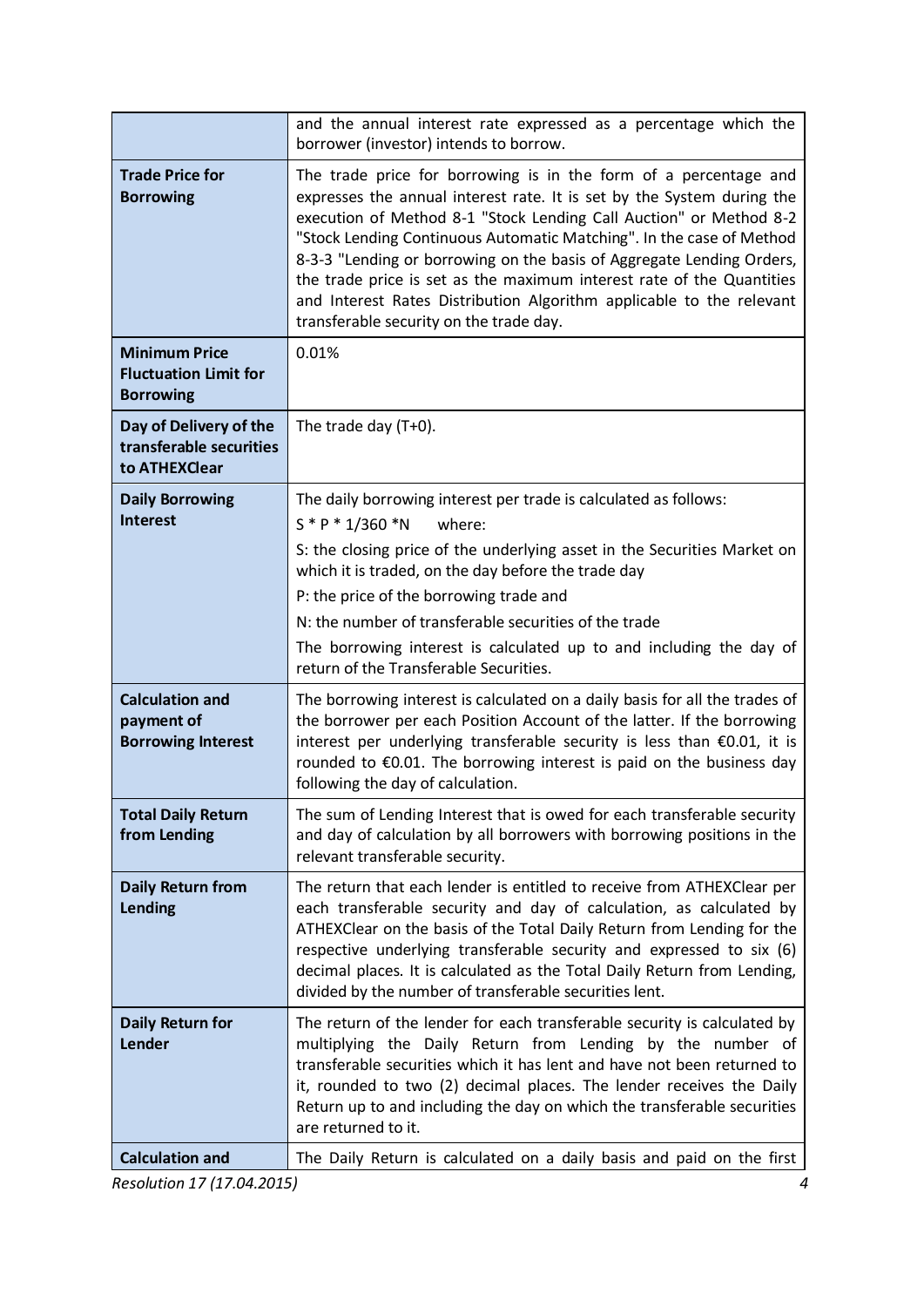| | |
|---|---|
| | and the annual interest rate expressed as a percentage which the borrower (investor) intends to borrow. |
| **Trade Price for Borrowing** | The trade price for borrowing is in the form of a percentage and expresses the annual interest rate. It is set by the System during the execution of Method 8-1 "Stock Lending Call Auction" or Method 8-2 "Stock Lending Continuous Automatic Matching". In the case of Method 8-3-3 "Lending or borrowing on the basis of Aggregate Lending Orders, the trade price is set as the maximum interest rate of the Quantities and Interest Rates Distribution Algorithm applicable to the relevant transferable security on the trade day. |
| **Minimum Price Fluctuation Limit for Borrowing** | 0.01% |
| **Day of Delivery of the transferable securities to ATHEXClear** | The trade day (T+0). |
| **Daily Borrowing Interest** | The daily borrowing interest per trade is calculated as follows:<br>$S * P * 1/360 * N$ where:<br>S: the closing price of the underlying asset in the Securities Market on which it is traded, on the day before the trade day<br>P: the price of the borrowing trade and<br>N: the number of transferable securities of the trade<br>The borrowing interest is calculated up to and including the day of return of the Transferable Securities. |
| **Calculation and payment of Borrowing Interest** | The borrowing interest is calculated on a daily basis for all the trades of the borrower per each Position Account of the latter. If the borrowing interest per underlying transferable security is less than €0.01, it is rounded to €0.01. The borrowing interest is paid on the business day following the day of calculation. |
| **Total Daily Return from Lending** | The sum of Lending Interest that is owed for each transferable security and day of calculation by all borrowers with borrowing positions in the relevant transferable security. |
| **Daily Return from Lending** | The return that each lender is entitled to receive from ATHEXClear per each transferable security and day of calculation, as calculated by ATHEXClear on the basis of the Total Daily Return from Lending for the respective underlying transferable security and expressed to six (6) decimal places. It is calculated as the Total Daily Return from Lending, divided by the number of transferable securities lent. |
| **Daily Return for Lender** | The return of the lender for each transferable security is calculated by multiplying the Daily Return from Lending by the number of transferable securities which it has lent and have not been returned to it, rounded to two (2) decimal places. The lender receives the Daily Return up to and including the day on which the transferable securities are returned to it. |
| **Calculation and** | The Daily Return is calculated on a daily basis and paid on the first |

*Resolution 17 (17.04.2015)*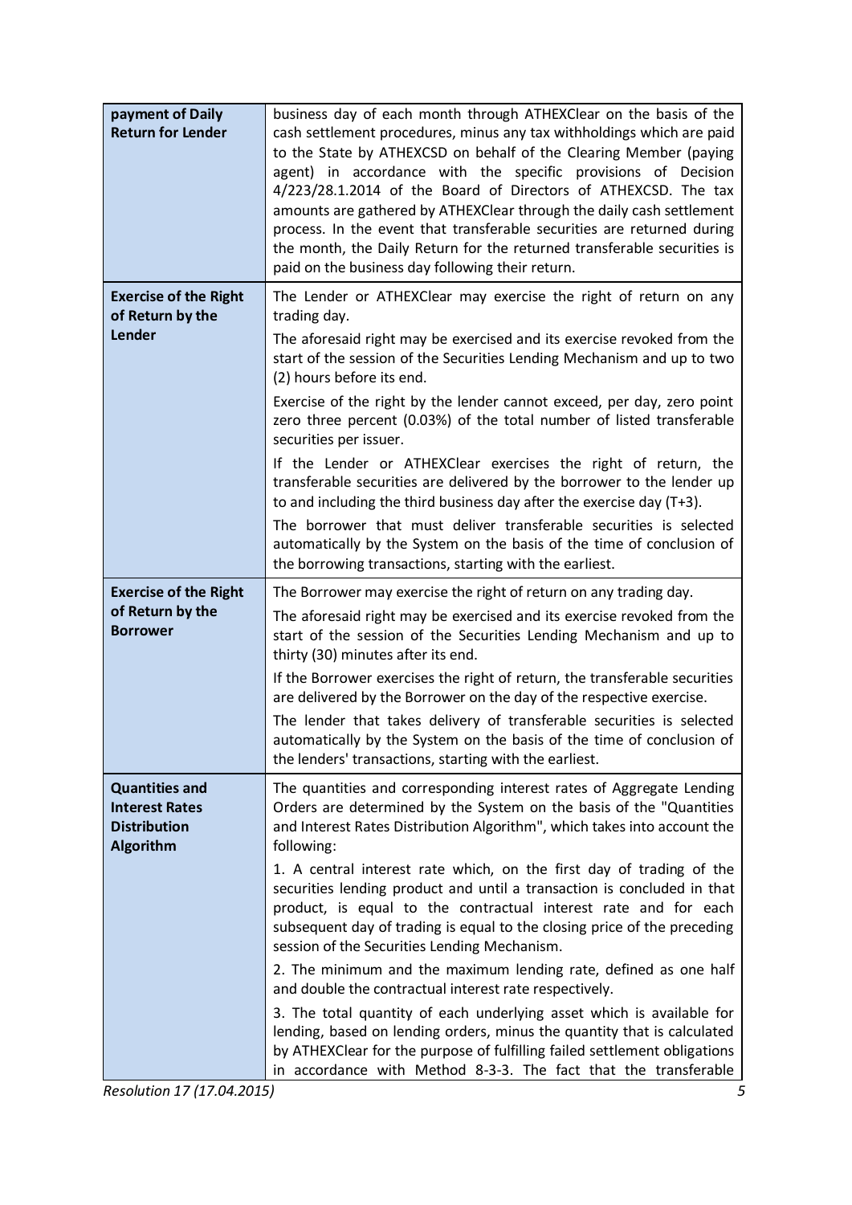| | |
|---|---|
| **payment of Daily Return for Lender** | business day of each month through ATHEXClear on the basis of the cash settlement procedures, minus any tax withholdings which are paid to the State by ATHEXCSD on behalf of the Clearing Member (paying agent) in accordance with the specific provisions of Decision 4/223/28.1.2014 of the Board of Directors of ATHEXCSD. The tax amounts are gathered by ATHEXClear through the daily cash settlement process. In the event that transferable securities are returned during the month, the Daily Return for the returned transferable securities is paid on the business day following their return. |
| **Exercise of the Right of Return by the Lender** | The Lender or ATHEXClear may exercise the right of return on any trading day.<br><br>The aforesaid right may be exercised and its exercise revoked from the start of the session of the Securities Lending Mechanism and up to two (2) hours before its end.<br><br>Exercise of the right by the lender cannot exceed, per day, zero point zero three percent (0.03%) of the total number of listed transferable securities per issuer.<br><br>If the Lender or ATHEXClear exercises the right of return, the transferable securities are delivered by the borrower to the lender up to and including the third business day after the exercise day (T+3).<br><br>The borrower that must deliver transferable securities is selected automatically by the System on the basis of the time of conclusion of the borrowing transactions, starting with the earliest. |
| **Exercise of the Right of Return by the Borrower** | The Borrower may exercise the right of return on any trading day.<br><br>The aforesaid right may be exercised and its exercise revoked from the start of the session of the Securities Lending Mechanism and up to thirty (30) minutes after its end.<br><br>If the Borrower exercises the right of return, the transferable securities are delivered by the Borrower on the day of the respective exercise.<br><br>The lender that takes delivery of transferable securities is selected automatically by the System on the basis of the time of conclusion of the lenders' transactions, starting with the earliest. |
| **Quantities and Interest Rates Distribution Algorithm** | The quantities and corresponding interest rates of Aggregate Lending Orders are determined by the System on the basis of the "Quantities and Interest Rates Distribution Algorithm", which takes into account the following:<br><br>1. A central interest rate which, on the first day of trading of the securities lending product and until a transaction is concluded in that product, is equal to the contractual interest rate and for each subsequent day of trading is equal to the closing price of the preceding session of the Securities Lending Mechanism.<br><br>2. The minimum and the maximum lending rate, defined as one half and double the contractual interest rate respectively.<br><br>3. The total quantity of each underlying asset which is available for lending, based on lending orders, minus the quantity that is calculated by ATHEXClear for the purpose of fulfilling failed settlement obligations in accordance with Method 8-3-3. The fact that the transferable |

*Resolution 17 (17.04.2015)*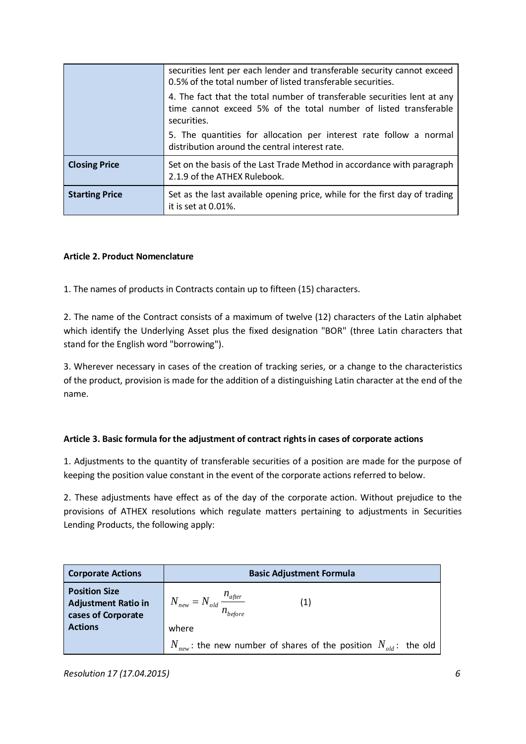| | |
|---|---|
| | securities lent per each lender and transferable security cannot exceed 0.5% of the total number of listed transferable securities.<br>4. The fact that the total number of transferable securities lent at any time cannot exceed 5% of the total number of listed transferable securities.<br>5. The quantities for allocation per interest rate follow a normal distribution around the central interest rate. |
| **Closing Price** | Set on the basis of the Last Trade Method in accordance with paragraph 2.1.9 of the ATHEX Rulebook. |
| **Starting Price** | Set as the last available opening price, while for the first day of trading it is set at 0.01%. |

**Article 2. Product Nomenclature**

1. The names of products in Contracts contain up to fifteen (15) characters.

2. The name of the Contract consists of a maximum of twelve (12) characters of the Latin alphabet which identify the Underlying Asset plus the fixed designation "BOR" (three Latin characters that stand for the English word "borrowing").

3. Wherever necessary in cases of the creation of tracking series, or a change to the characteristics of the product, provision is made for the addition of a distinguishing Latin character at the end of the name.

**Article 3. Basic formula for the adjustment of contract rights in cases of corporate actions**

1. Adjustments to the quantity of transferable securities of a position are made for the purpose of keeping the position value constant in the event of the corporate actions referred to below.

2. These adjustments have effect as of the day of the corporate action. Without prejudice to the provisions of ATHEX resolutions which regulate matters pertaining to adjustments in Securities Lending Products, the following apply:

| Corporate Actions | Basic Adjustment Formula |
|---|---|
| **Position Size Adjustment Ratio in cases of Corporate Actions** | $N_{new} = N_{old} \dfrac{n_{after}}{n_{before}}$ (1)<br>where<br>$N_{new}$: the new number of shares of the position $N_{old}$: the old |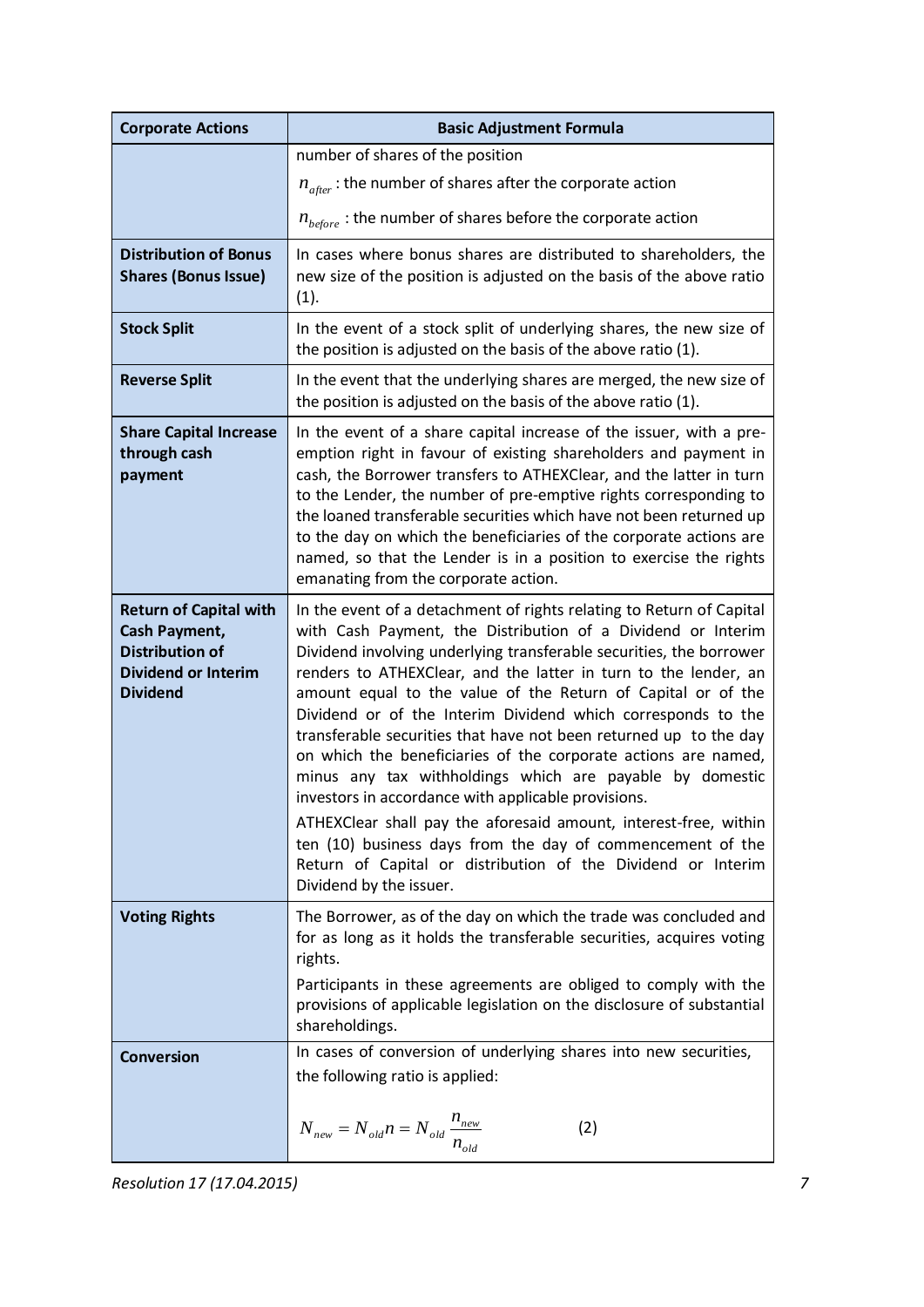| Corporate Actions | Basic Adjustment Formula |
|---|---|
| | number of shares of the position<br>$n_{after}$ : the number of shares after the corporate action<br>$n_{before}$ : the number of shares before the corporate action |
| **Distribution of Bonus Shares (Bonus Issue)** | In cases where bonus shares are distributed to shareholders, the new size of the position is adjusted on the basis of the above ratio (1). |
| **Stock Split** | In the event of a stock split of underlying shares, the new size of the position is adjusted on the basis of the above ratio (1). |
| **Reverse Split** | In the event that the underlying shares are merged, the new size of the position is adjusted on the basis of the above ratio (1). |
| **Share Capital Increase through cash payment** | In the event of a share capital increase of the issuer, with a pre-emption right in favour of existing shareholders and payment in cash, the Borrower transfers to ATHEXClear, and the latter in turn to the Lender, the number of pre-emptive rights corresponding to the loaned transferable securities which have not been returned up to the day on which the beneficiaries of the corporate actions are named, so that the Lender is in a position to exercise the rights emanating from the corporate action. |
| **Return of Capital with Cash Payment, Distribution of Dividend or Interim Dividend** | In the event of a detachment of rights relating to Return of Capital with Cash Payment, the Distribution of a Dividend or Interim Dividend involving underlying transferable securities, the borrower renders to ATHEXClear, and the latter in turn to the lender, an amount equal to the value of the Return of Capital or of the Dividend or of the Interim Dividend which corresponds to the transferable securities that have not been returned up to the day on which the beneficiaries of the corporate actions are named, minus any tax withholdings which are payable by domestic investors in accordance with applicable provisions.<br>ATHEXClear shall pay the aforesaid amount, interest-free, within ten (10) business days from the day of commencement of the Return of Capital or distribution of the Dividend or Interim Dividend by the issuer. |
| **Voting Rights** | The Borrower, as of the day on which the trade was concluded and for as long as it holds the transferable securities, acquires voting rights.<br>Participants in these agreements are obliged to comply with the provisions of applicable legislation on the disclosure of substantial shareholdings. |
| **Conversion** | In cases of conversion of underlying shares into new securities, the following ratio is applied:<br>$N_{new} = N_{old} n = N_{old} \frac{n_{new}}{n_{old}}$ (2) |

*Resolution 17 (17.04.2015)*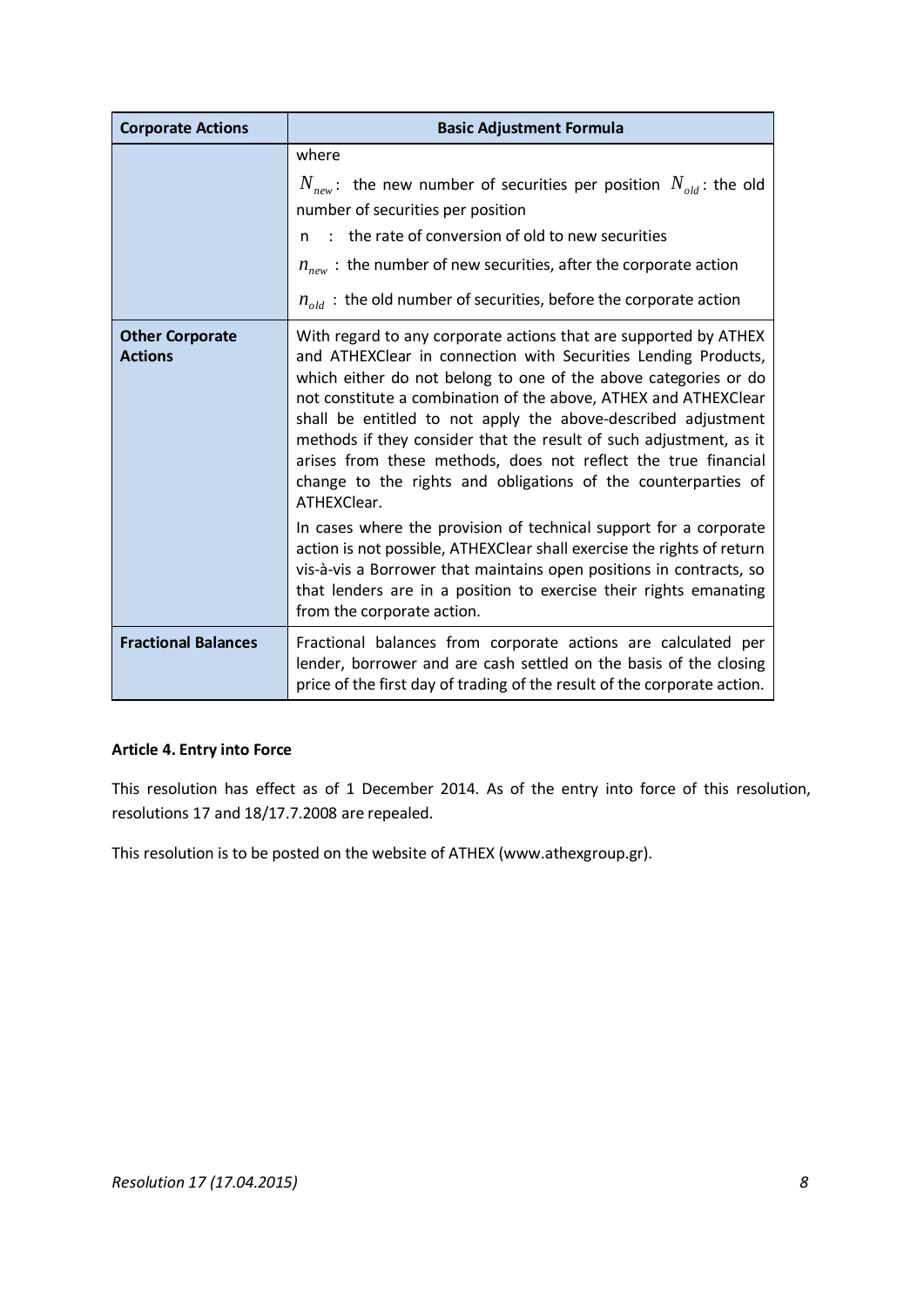| Corporate Actions | Basic Adjustment Formula |
|---|---|
| | where<br>$N_{new}$: the new number of securities per position $N_{old}$: the old number of securities per position<br>n : the rate of conversion of old to new securities<br>$n_{new}$ : the number of new securities, after the corporate action<br>$n_{old}$ : the old number of securities, before the corporate action |
| **Other Corporate Actions** | With regard to any corporate actions that are supported by ATHEX and ATHEXClear in connection with Securities Lending Products, which either do not belong to one of the above categories or do not constitute a combination of the above, ATHEX and ATHEXClear shall be entitled to not apply the above-described adjustment methods if they consider that the result of such adjustment, as it arises from these methods, does not reflect the true financial change to the rights and obligations of the counterparties of ATHEXClear.<br>In cases where the provision of technical support for a corporate action is not possible, ATHEXClear shall exercise the rights of return vis-à-vis a Borrower that maintains open positions in contracts, so that lenders are in a position to exercise their rights emanating from the corporate action. |
| **Fractional Balances** | Fractional balances from corporate actions are calculated per lender, borrower and are cash settled on the basis of the closing price of the first day of trading of the result of the corporate action. |

**Article 4. Entry into Force**

This resolution has effect as of 1 December 2014. As of the entry into force of this resolution, resolutions 17 and 18/17.7.2008 are repealed.

This resolution is to be posted on the website of ATHEX (www.athexgroup.gr).